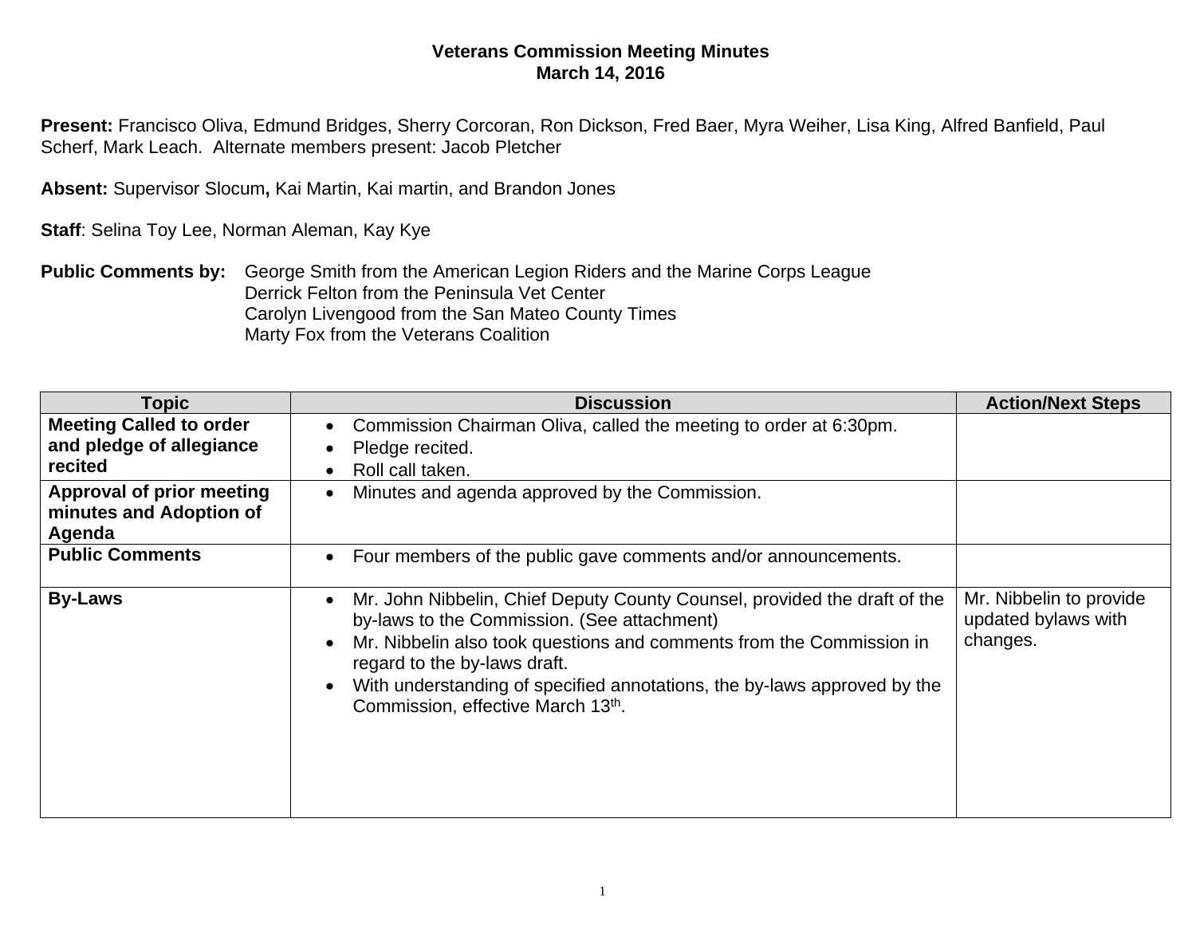**Veterans Commission Meeting Minutes**
**March 14, 2016**

**Present:** Francisco Oliva, Edmund Bridges, Sherry Corcoran, Ron Dickson, Fred Baer, Myra Weiher, Lisa King, Alfred Banfield, Paul Scherf, Mark Leach. Alternate members present: Jacob Pletcher

**Absent:** Supervisor Slocum**,** Kai Martin, Kai martin, and Brandon Jones

**Staff**: Selina Toy Lee, Norman Aleman, Kay Kye

**Public Comments by:** George Smith from the American Legion Riders and the Marine Corps League
Derrick Felton from the Peninsula Vet Center
Carolyn Livengood from the San Mateo County Times
Marty Fox from the Veterans Coalition

| Topic | Discussion | Action/Next Steps |
|---|---|---|
| **Meeting Called to order and pledge of allegiance recited** | • Commission Chairman Oliva, called the meeting to order at 6:30pm.<br>• Pledge recited.<br>• Roll call taken. | |
| **Approval of prior meeting minutes and Adoption of Agenda** | • Minutes and agenda approved by the Commission. | |
| **Public Comments** | • Four members of the public gave comments and/or announcements. | |
| **By-Laws** | • Mr. John Nibbelin, Chief Deputy County Counsel, provided the draft of the by-laws to the Commission. (See attachment)<br>• Mr. Nibbelin also took questions and comments from the Commission in regard to the by-laws draft.<br>• With understanding of specified annotations, the by-laws approved by the Commission, effective March 13th. | Mr. Nibbelin to provide updated bylaws with changes. |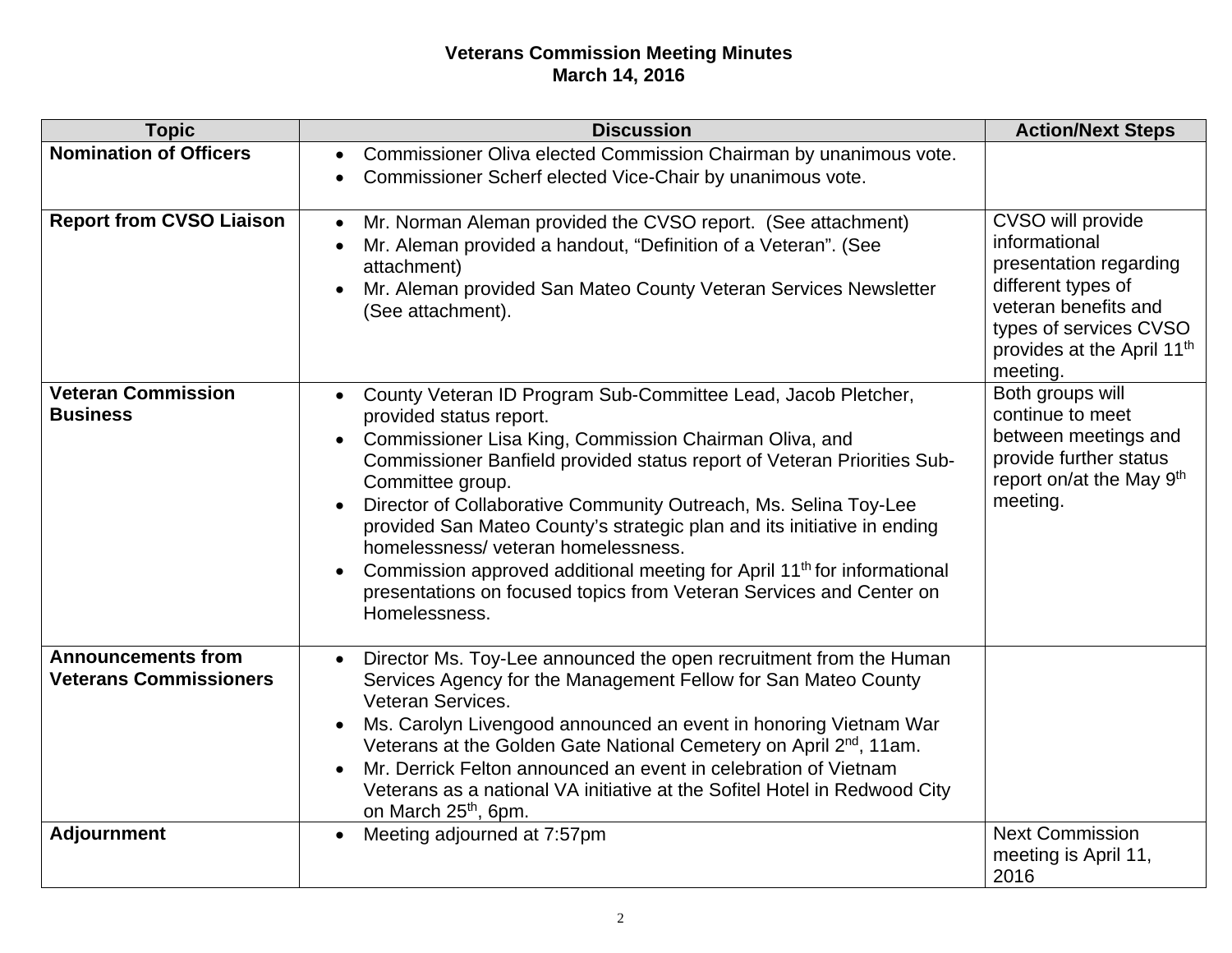# Veterans Commission Meeting Minutes
## March 14, 2016

| Topic | Discussion | Action/Next Steps |
|---|---|---|
| **Nomination of Officers** | • Commissioner Oliva elected Commission Chairman by unanimous vote.<br>• Commissioner Scherf elected Vice-Chair by unanimous vote. | |
| **Report from CVSO Liaison** | • Mr. Norman Aleman provided the CVSO report. (See attachment)<br>• Mr. Aleman provided a handout, "Definition of a Veteran". (See attachment)<br>• Mr. Aleman provided San Mateo County Veteran Services Newsletter (See attachment). | CVSO will provide informational presentation regarding different types of veteran benefits and types of services CVSO provides at the April 11th meeting. |
| **Veteran Commission Business** | • County Veteran ID Program Sub-Committee Lead, Jacob Pletcher, provided status report.<br>• Commissioner Lisa King, Commission Chairman Oliva, and Commissioner Banfield provided status report of Veteran Priorities Sub-Committee group.<br>• Director of Collaborative Community Outreach, Ms. Selina Toy-Lee provided San Mateo County's strategic plan and its initiative in ending homelessness/ veteran homelessness.<br>• Commission approved additional meeting for April 11th for informational presentations on focused topics from Veteran Services and Center on Homelessness. | Both groups will continue to meet between meetings and provide further status report on/at the May 9th meeting. |
| **Announcements from Veterans Commissioners** | • Director Ms. Toy-Lee announced the open recruitment from the Human Services Agency for the Management Fellow for San Mateo County Veteran Services.<br>• Ms. Carolyn Livengood announced an event in honoring Vietnam War Veterans at the Golden Gate National Cemetery on April 2nd, 11am.<br>• Mr. Derrick Felton announced an event in celebration of Vietnam Veterans as a national VA initiative at the Sofitel Hotel in Redwood City on March 25th, 6pm. | |
| **Adjournment** | • Meeting adjourned at 7:57pm | Next Commission meeting is April 11, 2016 |